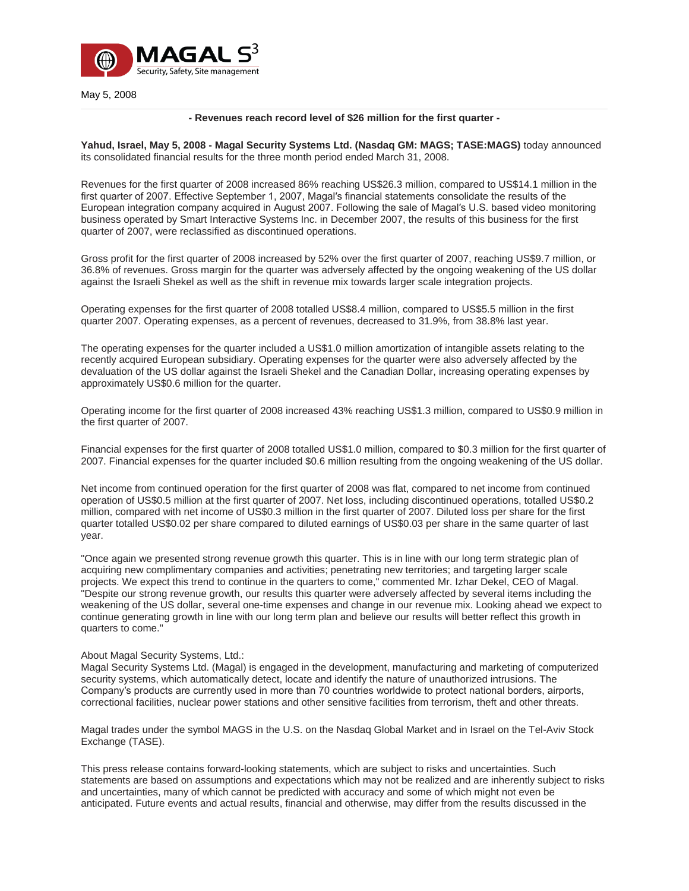May 5, 2008

**- Revenues reach record level of $26 million for the first quarter -**

**Yahud, Israel, May 5, 2008 - Magal Security Systems Ltd. (Nasdaq GM: MAGS; TASE:MAGS)** today announced its consolidated financial results for the three month period ended March 31, 2008.

Revenues for the first quarter of 2008 increased 86% reaching US$26.3 million, compared to US$14.1 million in the first quarter of 2007. Effective September 1, 2007, Magal's financial statements consolidate the results of the European integration company acquired in August 2007. Following the sale of Magal's U.S. based video monitoring business operated by Smart Interactive Systems Inc. in December 2007, the results of this business for the first quarter of 2007, were reclassified as discontinued operations.

Gross profit for the first quarter of 2008 increased by 52% over the first quarter of 2007, reaching US$9.7 million, or 36.8% of revenues. Gross margin for the quarter was adversely affected by the ongoing weakening of the US dollar against the Israeli Shekel as well as the shift in revenue mix towards larger scale integration projects.

Operating expenses for the first quarter of 2008 totalled US$8.4 million, compared to US$5.5 million in the first quarter 2007. Operating expenses, as a percent of revenues, decreased to 31.9%, from 38.8% last year.

The operating expenses for the quarter included a US$1.0 million amortization of intangible assets relating to the recently acquired European subsidiary. Operating expenses for the quarter were also adversely affected by the devaluation of the US dollar against the Israeli Shekel and the Canadian Dollar, increasing operating expenses by approximately US$0.6 million for the quarter.

Operating income for the first quarter of 2008 increased 43% reaching US$1.3 million, compared to US$0.9 million in the first quarter of 2007.

Financial expenses for the first quarter of 2008 totalled US$1.0 million, compared to $0.3 million for the first quarter of 2007. Financial expenses for the quarter included $0.6 million resulting from the ongoing weakening of the US dollar.

Net income from continued operation for the first quarter of 2008 was flat, compared to net income from continued operation of US$0.5 million at the first quarter of 2007. Net loss, including discontinued operations, totalled US$0.2 million, compared with net income of US$0.3 million in the first quarter of 2007. Diluted loss per share for the first quarter totalled US$0.02 per share compared to diluted earnings of US$0.03 per share in the same quarter of last year.

"Once again we presented strong revenue growth this quarter. This is in line with our long term strategic plan of acquiring new complimentary companies and activities; penetrating new territories; and targeting larger scale projects. We expect this trend to continue in the quarters to come," commented Mr. Izhar Dekel, CEO of Magal. "Despite our strong revenue growth, our results this quarter were adversely affected by several items including the weakening of the US dollar, several one-time expenses and change in our revenue mix. Looking ahead we expect to continue generating growth in line with our long term plan and believe our results will better reflect this growth in quarters to come."

About Magal Security Systems, Ltd.:
Magal Security Systems Ltd. (Magal) is engaged in the development, manufacturing and marketing of computerized security systems, which automatically detect, locate and identify the nature of unauthorized intrusions. The Company's products are currently used in more than 70 countries worldwide to protect national borders, airports, correctional facilities, nuclear power stations and other sensitive facilities from terrorism, theft and other threats.

Magal trades under the symbol MAGS in the U.S. on the Nasdaq Global Market and in Israel on the Tel-Aviv Stock Exchange (TASE).

This press release contains forward-looking statements, which are subject to risks and uncertainties. Such statements are based on assumptions and expectations which may not be realized and are inherently subject to risks and uncertainties, many of which cannot be predicted with accuracy and some of which might not even be anticipated. Future events and actual results, financial and otherwise, may differ from the results discussed in the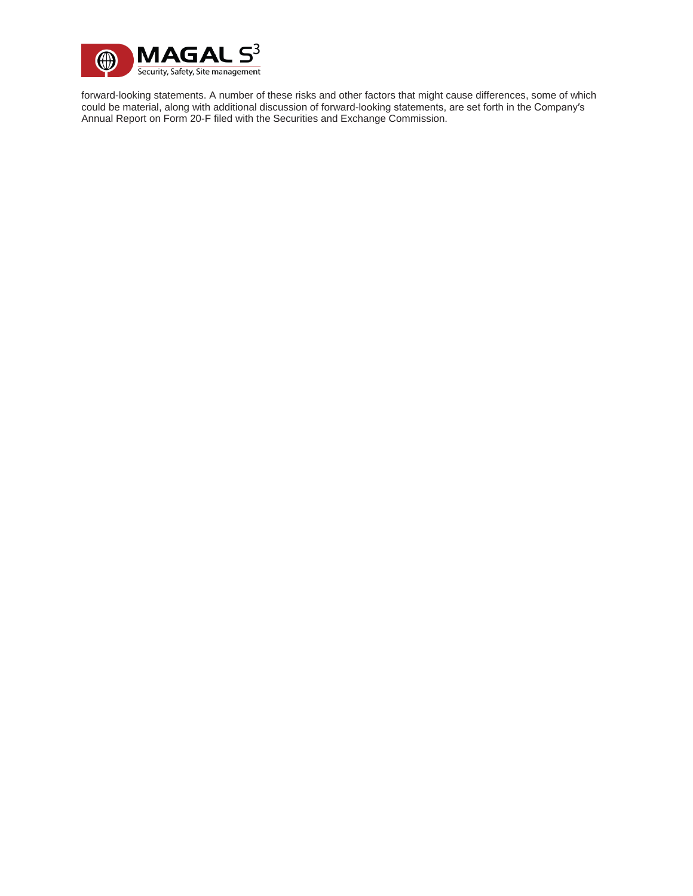forward-looking statements. A number of these risks and other factors that might cause differences, some of which could be material, along with additional discussion of forward-looking statements, are set forth in the Company's Annual Report on Form 20-F filed with the Securities and Exchange Commission.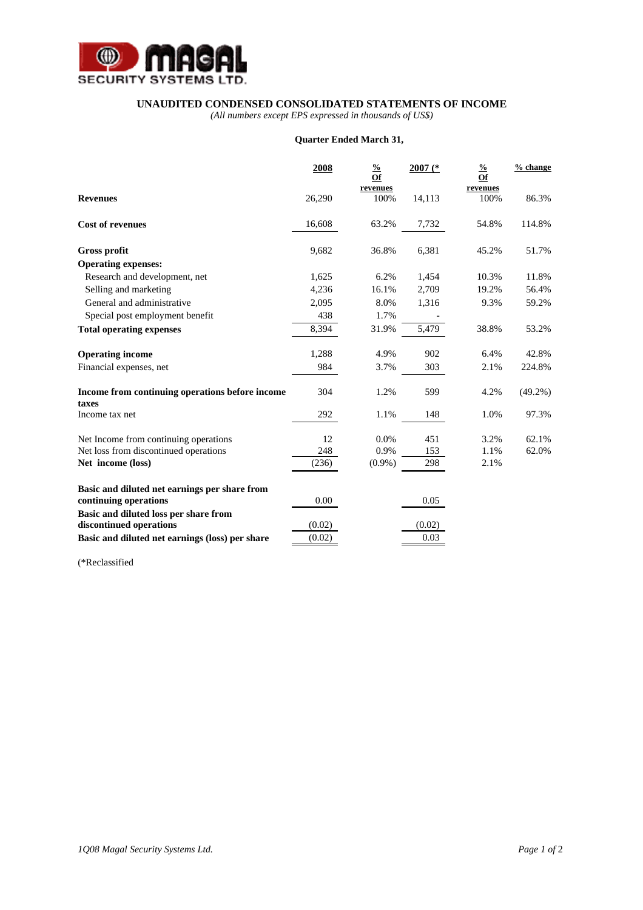MAGAL SECURITY SYSTEMS LTD.

# UNAUDITED CONDENSED CONSOLIDATED STATEMENTS OF INCOME

*(All numbers except EPS expressed in thousands of US$)*

**Quarter Ended March 31,**

| | 2008 | % Of revenues | 2007 (* | % Of revenues | % change |
|---|---|---|---|---|---|
| **Revenues** | 26,290 | 100% | 14,113 | 100% | 86.3% |
| **Cost of revenues** | 16,608 | 63.2% | 7,732 | 54.8% | 114.8% |
| **Gross profit** | 9,682 | 36.8% | 6,381 | 45.2% | 51.7% |
| **Operating expenses:** | | | | | |
| Research and development, net | 1,625 | 6.2% | 1,454 | 10.3% | 11.8% |
| Selling and marketing | 4,236 | 16.1% | 2,709 | 19.2% | 56.4% |
| General and administrative | 2,095 | 8.0% | 1,316 | 9.3% | 59.2% |
| Special post employment benefit | 438 | 1.7% | - | | |
| **Total operating expenses** | 8,394 | 31.9% | 5,479 | 38.8% | 53.2% |
| **Operating income** | 1,288 | 4.9% | 902 | 6.4% | 42.8% |
| Financial expenses, net | 984 | 3.7% | 303 | 2.1% | 224.8% |
| **Income from continuing operations before income taxes** | 304 | 1.2% | 599 | 4.2% | (49.2%) |
| Income tax net | 292 | 1.1% | 148 | 1.0% | 97.3% |
| Net Income from continuing operations | 12 | 0.0% | 451 | 3.2% | 62.1% |
| Net loss from discontinued operations | 248 | 0.9% | 153 | 1.1% | 62.0% |
| **Net income (loss)** | (236) | (0.9%) | 298 | 2.1% | |
| **Basic and diluted net earnings per share from continuing operations** | 0.00 | | 0.05 | | |
| **Basic and diluted loss per share from discontinued operations** | (0.02) | | (0.02) | | |
| **Basic and diluted net earnings (loss) per share** | (0.02) | | 0.03 | | |

(*Reclassified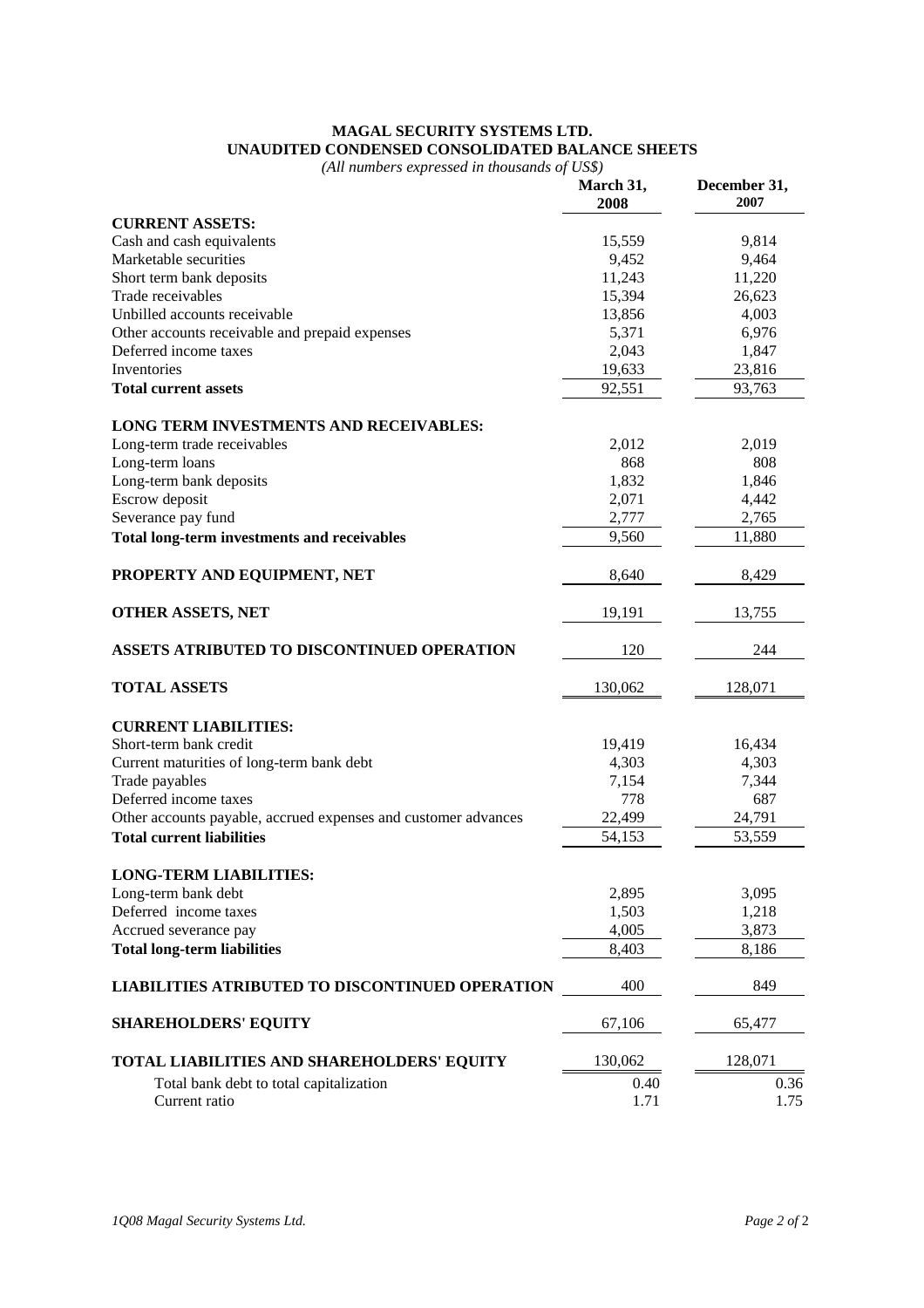# MAGAL SECURITY SYSTEMS LTD.
## UNAUDITED CONDENSED CONSOLIDATED BALANCE SHEETS

*(All numbers expressed in thousands of US$)*

| | March 31, 2008 | December 31, 2007 |
|---|---|---|
| **CURRENT ASSETS:** | | |
| Cash and cash equivalents | 15,559 | 9,814 |
| Marketable securities | 9,452 | 9,464 |
| Short term bank deposits | 11,243 | 11,220 |
| Trade receivables | 15,394 | 26,623 |
| Unbilled accounts receivable | 13,856 | 4,003 |
| Other accounts receivable and prepaid expenses | 5,371 | 6,976 |
| Deferred income taxes | 2,043 | 1,847 |
| Inventories | 19,633 | 23,816 |
| **Total current assets** | 92,551 | 93,763 |
| **LONG TERM INVESTMENTS AND RECEIVABLES:** | | |
| Long-term trade receivables | 2,012 | 2,019 |
| Long-term loans | 868 | 808 |
| Long-term bank deposits | 1,832 | 1,846 |
| Escrow deposit | 2,071 | 4,442 |
| Severance pay fund | 2,777 | 2,765 |
| **Total long-term investments and receivables** | 9,560 | 11,880 |
| **PROPERTY AND EQUIPMENT, NET** | 8,640 | 8,429 |
| **OTHER ASSETS, NET** | 19,191 | 13,755 |
| **ASSETS ATRIBUTED TO DISCONTINUED OPERATION** | 120 | 244 |
| **TOTAL ASSETS** | 130,062 | 128,071 |
| **CURRENT LIABILITIES:** | | |
| Short-term bank credit | 19,419 | 16,434 |
| Current maturities of long-term bank debt | 4,303 | 4,303 |
| Trade payables | 7,154 | 7,344 |
| Deferred income taxes | 778 | 687 |
| Other accounts payable, accrued expenses and customer advances | 22,499 | 24,791 |
| **Total current liabilities** | 54,153 | 53,559 |
| **LONG-TERM LIABILITIES:** | | |
| Long-term bank debt | 2,895 | 3,095 |
| Deferred income taxes | 1,503 | 1,218 |
| Accrued severance pay | 4,005 | 3,873 |
| **Total long-term liabilities** | 8,403 | 8,186 |
| **LIABILITIES ATRIBUTED TO DISCONTINUED OPERATION** | 400 | 849 |
| **SHAREHOLDERS' EQUITY** | 67,106 | 65,477 |
| **TOTAL LIABILITIES AND SHAREHOLDERS' EQUITY** | 130,062 | 128,071 |
| Total bank debt to total capitalization | 0.40 | 0.36 |
| Current ratio | 1.71 | 1.75 |